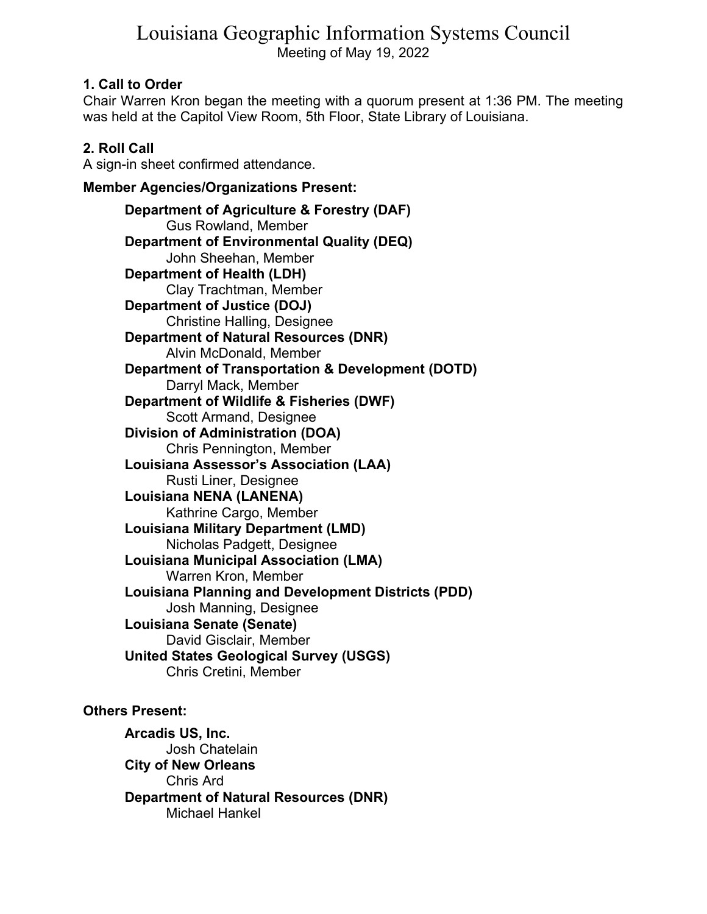# Louisiana Geographic Information Systems Council

Meeting of May 19, 2022

**1. Call to Order**

Chair Warren Kron began the meeting with a quorum present at 1:36 PM. The meeting was held at the Capitol View Room, 5th Floor, State Library of Louisiana.

**2. Roll Call**

A sign-in sheet confirmed attendance.

**Member Agencies/Organizations Present:**

- **Department of Agriculture & Forestry (DAF)**
  - Gus Rowland, Member
- **Department of Environmental Quality (DEQ)**
  - John Sheehan, Member
- **Department of Health (LDH)**
  - Clay Trachtman, Member
- **Department of Justice (DOJ)**
  - Christine Halling, Designee
- **Department of Natural Resources (DNR)**
  - Alvin McDonald, Member
- **Department of Transportation & Development (DOTD)**
  - Darryl Mack, Member
- **Department of Wildlife & Fisheries (DWF)**
  - Scott Armand, Designee
- **Division of Administration (DOA)**
  - Chris Pennington, Member
- **Louisiana Assessor's Association (LAA)**
  - Rusti Liner, Designee
- **Louisiana NENA (LANENA)**
  - Kathrine Cargo, Member
- **Louisiana Military Department (LMD)**
  - Nicholas Padgett, Designee
- **Louisiana Municipal Association (LMA)**
  - Warren Kron, Member
- **Louisiana Planning and Development Districts (PDD)**
  - Josh Manning, Designee
- **Louisiana Senate (Senate)**
  - David Gisclair, Member
- **United States Geological Survey (USGS)**
  - Chris Cretini, Member

**Others Present:**

- **Arcadis US, Inc.**
  - Josh Chatelain
- **City of New Orleans**
  - Chris Ard
- **Department of Natural Resources (DNR)**
  - Michael Hankel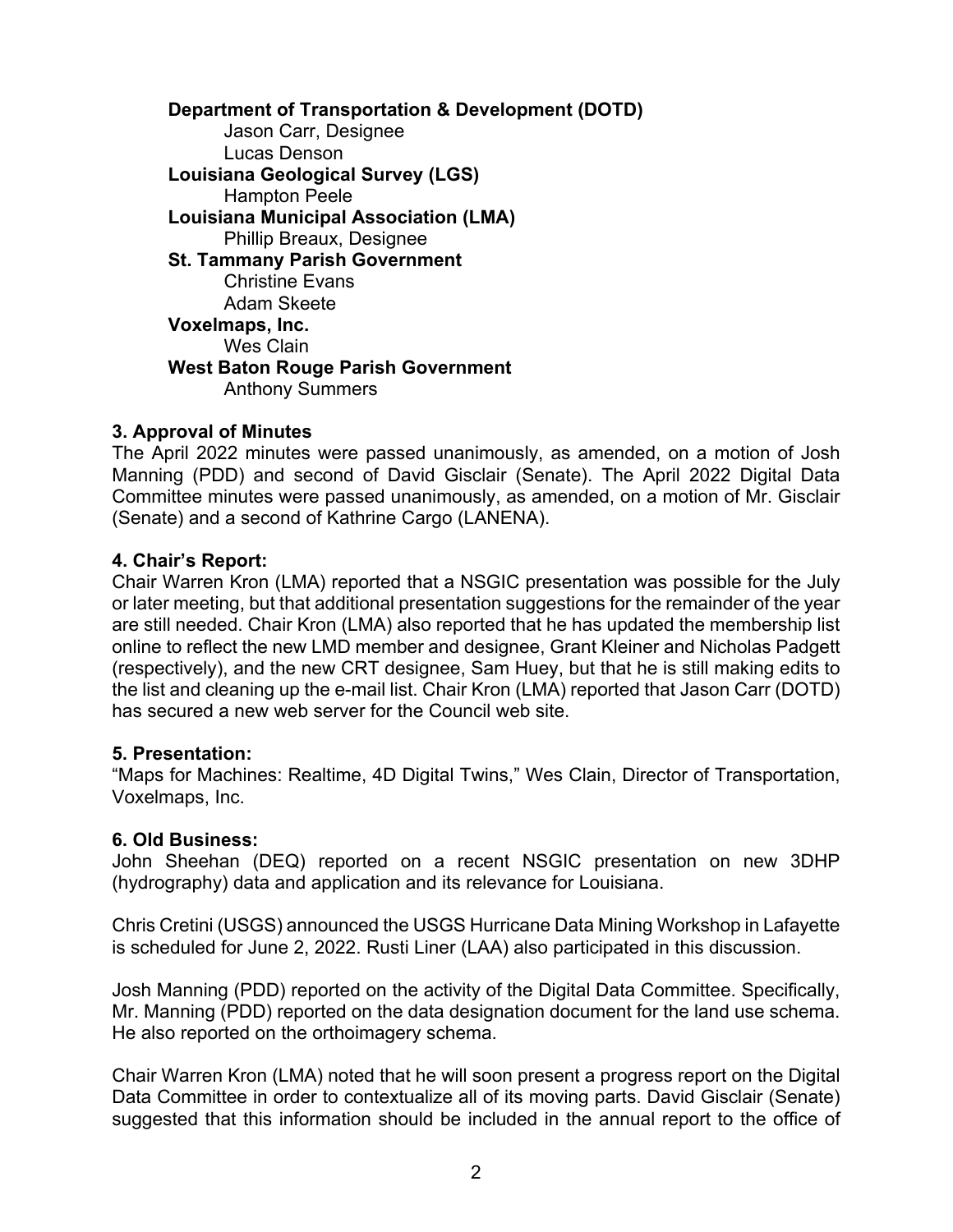**Department of Transportation & Development (DOTD)**
- Jason Carr, Designee
- Lucas Denson

**Louisiana Geological Survey (LGS)**
- Hampton Peele

**Louisiana Municipal Association (LMA)**
- Phillip Breaux, Designee

**St. Tammany Parish Government**
- Christine Evans
- Adam Skeete

**Voxelmaps, Inc.**
- Wes Clain

**West Baton Rouge Parish Government**
- Anthony Summers

### 3. Approval of Minutes

The April 2022 minutes were passed unanimously, as amended, on a motion of Josh Manning (PDD) and second of David Gisclair (Senate). The April 2022 Digital Data Committee minutes were passed unanimously, as amended, on a motion of Mr. Gisclair (Senate) and a second of Kathrine Cargo (LANENA).

### 4. Chair's Report:

Chair Warren Kron (LMA) reported that a NSGIC presentation was possible for the July or later meeting, but that additional presentation suggestions for the remainder of the year are still needed. Chair Kron (LMA) also reported that he has updated the membership list online to reflect the new LMD member and designee, Grant Kleiner and Nicholas Padgett (respectively), and the new CRT designee, Sam Huey, but that he is still making edits to the list and cleaning up the e-mail list. Chair Kron (LMA) reported that Jason Carr (DOTD) has secured a new web server for the Council web site.

### 5. Presentation:

"Maps for Machines: Realtime, 4D Digital Twins," Wes Clain, Director of Transportation, Voxelmaps, Inc.

### 6. Old Business:

John Sheehan (DEQ) reported on a recent NSGIC presentation on new 3DHP (hydrography) data and application and its relevance for Louisiana.

Chris Cretini (USGS) announced the USGS Hurricane Data Mining Workshop in Lafayette is scheduled for June 2, 2022. Rusti Liner (LAA) also participated in this discussion.

Josh Manning (PDD) reported on the activity of the Digital Data Committee. Specifically, Mr. Manning (PDD) reported on the data designation document for the land use schema. He also reported on the orthoimagery schema.

Chair Warren Kron (LMA) noted that he will soon present a progress report on the Digital Data Committee in order to contextualize all of its moving parts. David Gisclair (Senate) suggested that this information should be included in the annual report to the office of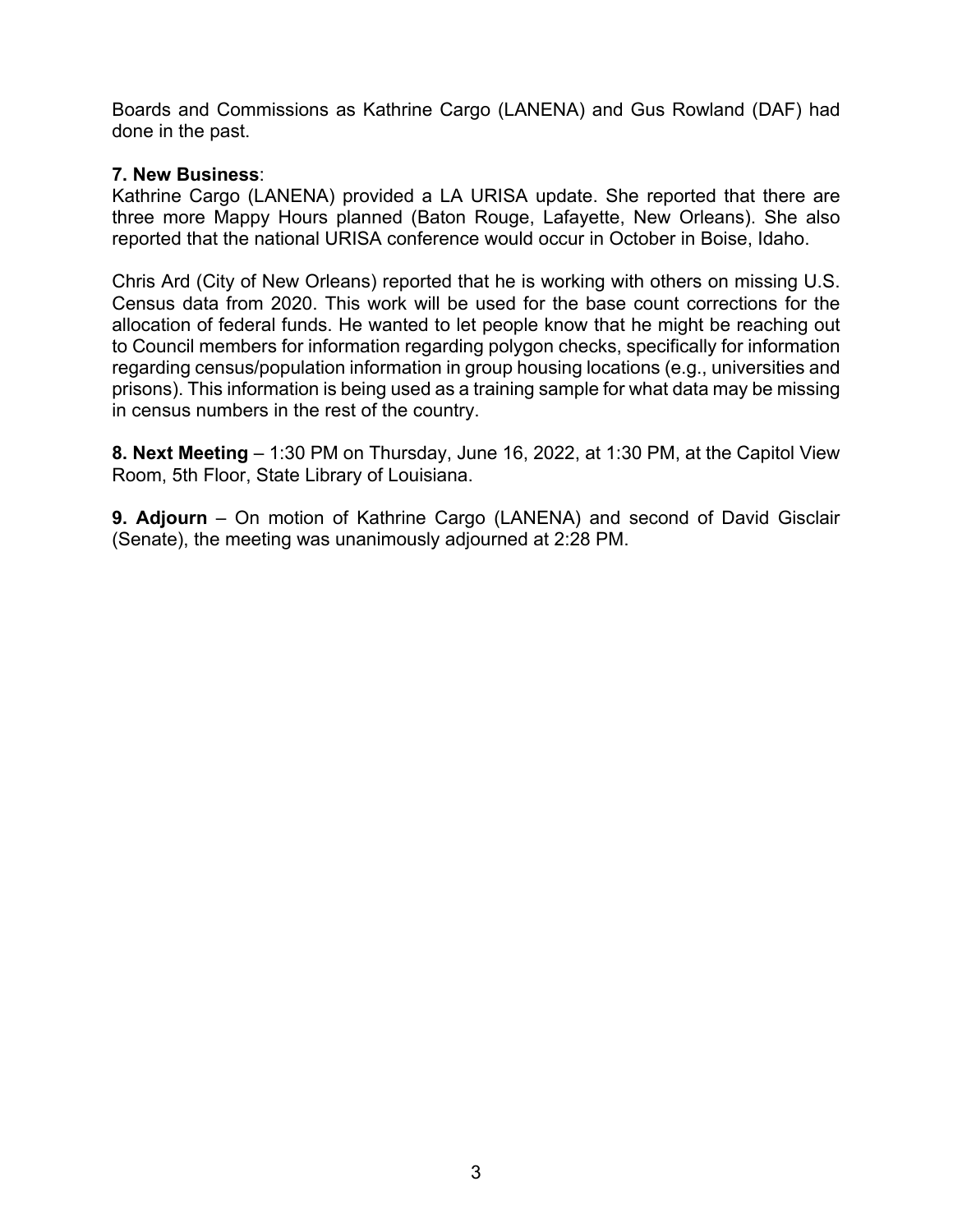Boards and Commissions as Kathrine Cargo (LANENA) and Gus Rowland (DAF) had done in the past.

**7. New Business**:
Kathrine Cargo (LANENA) provided a LA URISA update. She reported that there are three more Mappy Hours planned (Baton Rouge, Lafayette, New Orleans). She also reported that the national URISA conference would occur in October in Boise, Idaho.

Chris Ard (City of New Orleans) reported that he is working with others on missing U.S. Census data from 2020. This work will be used for the base count corrections for the allocation of federal funds. He wanted to let people know that he might be reaching out to Council members for information regarding polygon checks, specifically for information regarding census/population information in group housing locations (e.g., universities and prisons). This information is being used as a training sample for what data may be missing in census numbers in the rest of the country.

**8. Next Meeting** – 1:30 PM on Thursday, June 16, 2022, at 1:30 PM, at the Capitol View Room, 5th Floor, State Library of Louisiana.

**9. Adjourn** – On motion of Kathrine Cargo (LANENA) and second of David Gisclair (Senate), the meeting was unanimously adjourned at 2:28 PM.